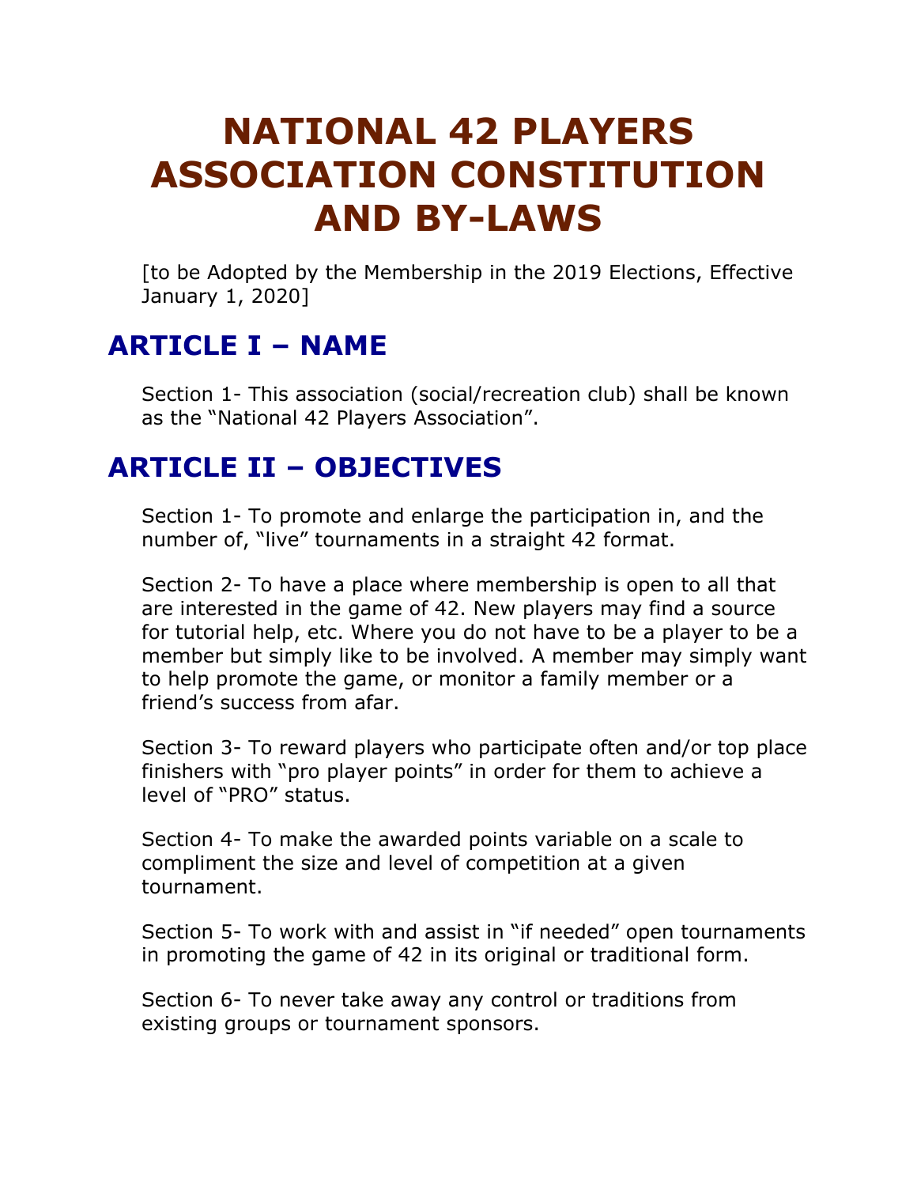# NATIONAL 42 PLAYERS ASSOCIATION CONSTITUTION AND BY-LAWS

[to be Adopted by the Membership in the 2019 Elections, Effective January 1, 2020]

## ARTICLE I – NAME

Section 1- This association (social/recreation club) shall be known as the "National 42 Players Association".

## ARTICLE II – OBJECTIVES

Section 1- To promote and enlarge the participation in, and the number of, "live" tournaments in a straight 42 format.

Section 2- To have a place where membership is open to all that are interested in the game of 42. New players may find a source for tutorial help, etc. Where you do not have to be a player to be a member but simply like to be involved. A member may simply want to help promote the game, or monitor a family member or a friend's success from afar.

Section 3- To reward players who participate often and/or top place finishers with "pro player points" in order for them to achieve a level of "PRO" status.

Section 4- To make the awarded points variable on a scale to compliment the size and level of competition at a given tournament.

Section 5- To work with and assist in "if needed" open tournaments in promoting the game of 42 in its original or traditional form.

Section 6- To never take away any control or traditions from existing groups or tournament sponsors.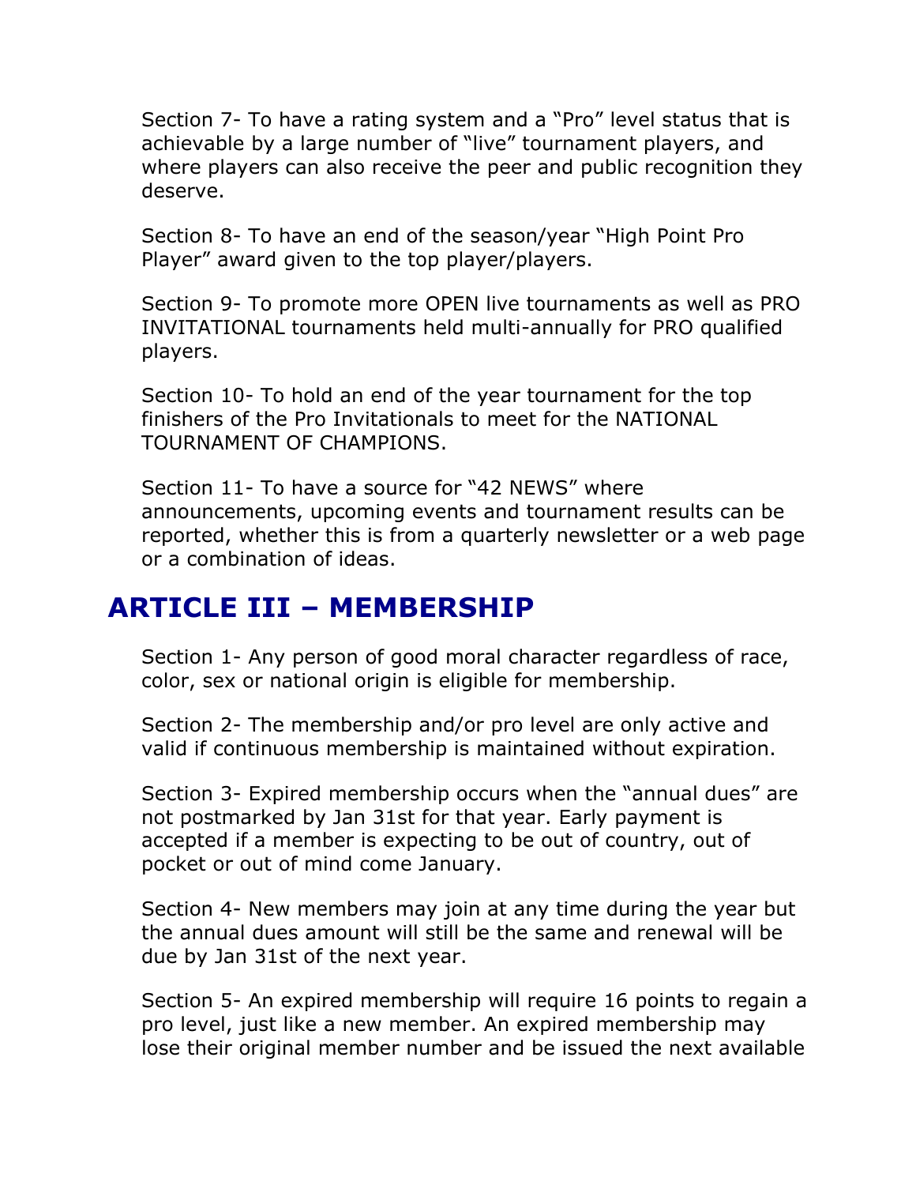Section 7- To have a rating system and a “Pro” level status that is achievable by a large number of “live” tournament players, and where players can also receive the peer and public recognition they deserve.

Section 8- To have an end of the season/year “High Point Pro Player” award given to the top player/players.

Section 9- To promote more OPEN live tournaments as well as PRO INVITATIONAL tournaments held multi-annually for PRO qualified players.

Section 10- To hold an end of the year tournament for the top finishers of the Pro Invitationals to meet for the NATIONAL TOURNAMENT OF CHAMPIONS.

Section 11- To have a source for “42 NEWS” where announcements, upcoming events and tournament results can be reported, whether this is from a quarterly newsletter or a web page or a combination of ideas.

## ARTICLE III – MEMBERSHIP

Section 1- Any person of good moral character regardless of race, color, sex or national origin is eligible for membership.

Section 2- The membership and/or pro level are only active and valid if continuous membership is maintained without expiration.

Section 3- Expired membership occurs when the “annual dues” are not postmarked by Jan 31st for that year. Early payment is accepted if a member is expecting to be out of country, out of pocket or out of mind come January.

Section 4- New members may join at any time during the year but the annual dues amount will still be the same and renewal will be due by Jan 31st of the next year.

Section 5- An expired membership will require 16 points to regain a pro level, just like a new member. An expired membership may lose their original member number and be issued the next available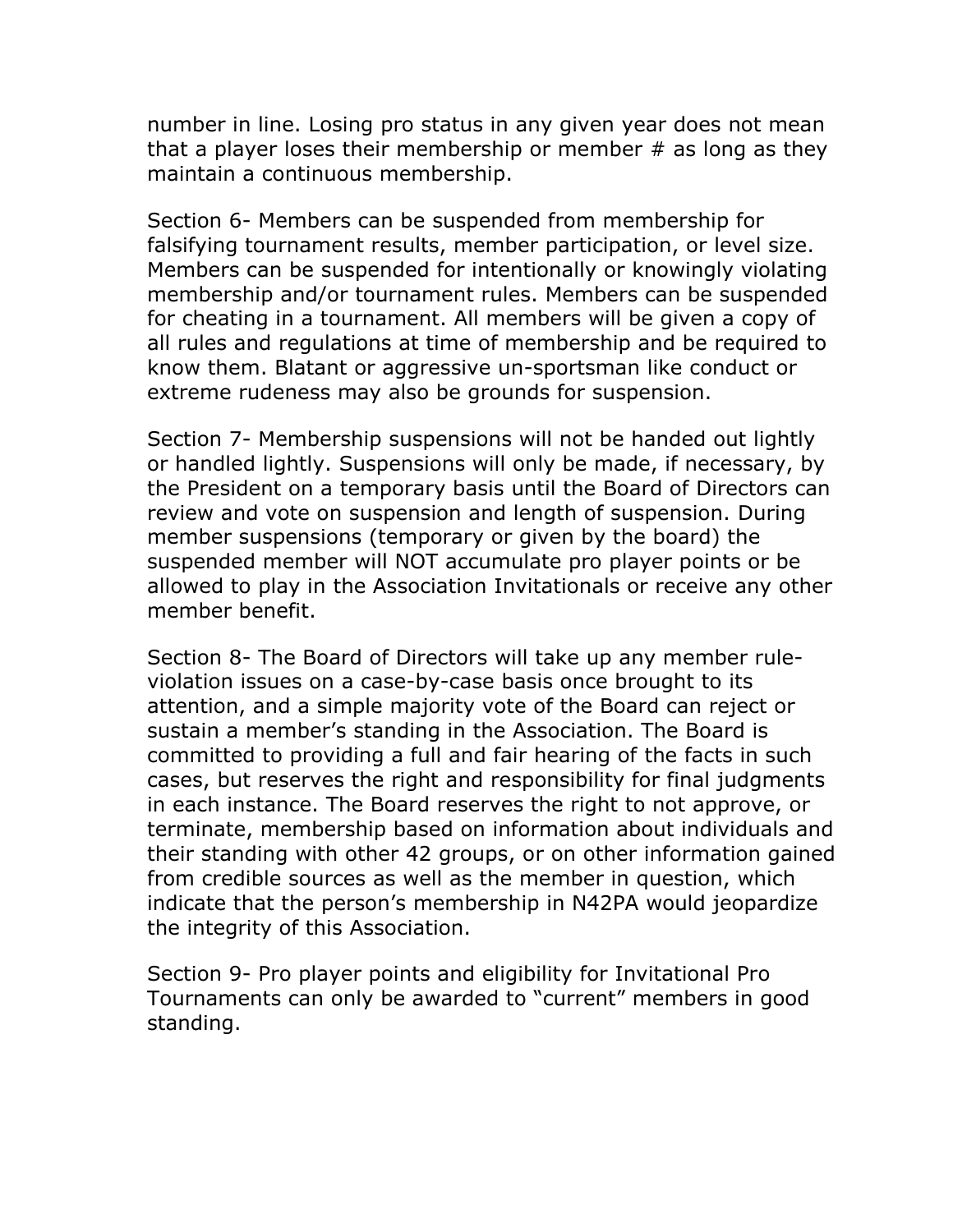number in line. Losing pro status in any given year does not mean that a player loses their membership or member # as long as they maintain a continuous membership.

Section 6- Members can be suspended from membership for falsifying tournament results, member participation, or level size. Members can be suspended for intentionally or knowingly violating membership and/or tournament rules. Members can be suspended for cheating in a tournament. All members will be given a copy of all rules and regulations at time of membership and be required to know them. Blatant or aggressive un-sportsman like conduct or extreme rudeness may also be grounds for suspension.

Section 7- Membership suspensions will not be handed out lightly or handled lightly. Suspensions will only be made, if necessary, by the President on a temporary basis until the Board of Directors can review and vote on suspension and length of suspension. During member suspensions (temporary or given by the board) the suspended member will NOT accumulate pro player points or be allowed to play in the Association Invitationals or receive any other member benefit.

Section 8- The Board of Directors will take up any member rule-violation issues on a case-by-case basis once brought to its attention, and a simple majority vote of the Board can reject or sustain a member's standing in the Association. The Board is committed to providing a full and fair hearing of the facts in such cases, but reserves the right and responsibility for final judgments in each instance. The Board reserves the right to not approve, or terminate, membership based on information about individuals and their standing with other 42 groups, or on other information gained from credible sources as well as the member in question, which indicate that the person's membership in N42PA would jeopardize the integrity of this Association.

Section 9- Pro player points and eligibility for Invitational Pro Tournaments can only be awarded to "current" members in good standing.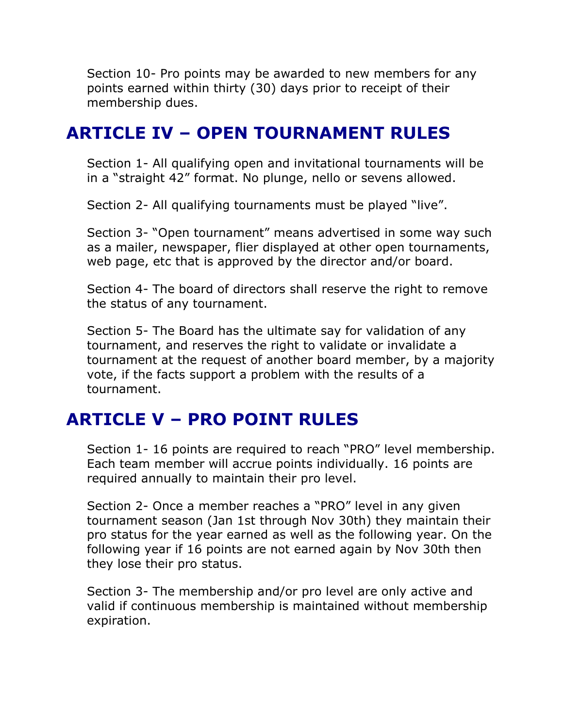Section 10- Pro points may be awarded to new members for any points earned within thirty (30) days prior to receipt of their membership dues.

## ARTICLE IV – OPEN TOURNAMENT RULES

Section 1- All qualifying open and invitational tournaments will be in a "straight 42" format. No plunge, nello or sevens allowed.

Section 2- All qualifying tournaments must be played "live".

Section 3- "Open tournament" means advertised in some way such as a mailer, newspaper, flier displayed at other open tournaments, web page, etc that is approved by the director and/or board.

Section 4- The board of directors shall reserve the right to remove the status of any tournament.

Section 5- The Board has the ultimate say for validation of any tournament, and reserves the right to validate or invalidate a tournament at the request of another board member, by a majority vote, if the facts support a problem with the results of a tournament.

## ARTICLE V – PRO POINT RULES

Section 1- 16 points are required to reach "PRO" level membership. Each team member will accrue points individually. 16 points are required annually to maintain their pro level.

Section 2- Once a member reaches a "PRO" level in any given tournament season (Jan 1st through Nov 30th) they maintain their pro status for the year earned as well as the following year. On the following year if 16 points are not earned again by Nov 30th then they lose their pro status.

Section 3- The membership and/or pro level are only active and valid if continuous membership is maintained without membership expiration.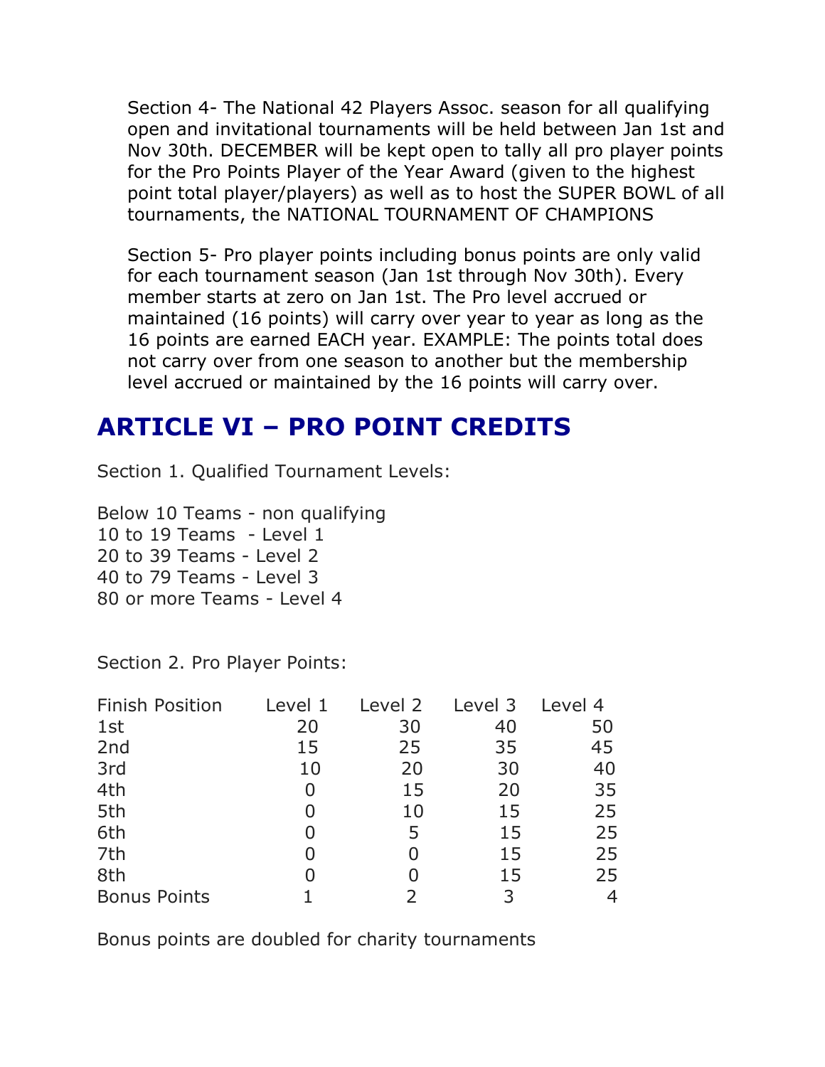Section 4- The National 42 Players Assoc. season for all qualifying open and invitational tournaments will be held between Jan 1st and Nov 30th. DECEMBER will be kept open to tally all pro player points for the Pro Points Player of the Year Award (given to the highest point total player/players) as well as to host the SUPER BOWL of all tournaments, the NATIONAL TOURNAMENT OF CHAMPIONS

Section 5- Pro player points including bonus points are only valid for each tournament season (Jan 1st through Nov 30th). Every member starts at zero on Jan 1st. The Pro level accrued or maintained (16 points) will carry over year to year as long as the 16 points are earned EACH year. EXAMPLE: The points total does not carry over from one season to another but the membership level accrued or maintained by the 16 points will carry over.

## ARTICLE VI – PRO POINT CREDITS

Section 1. Qualified Tournament Levels:

Below 10 Teams - non qualifying
10 to 19 Teams - Level 1
20 to 39 Teams - Level 2
40 to 79 Teams - Level 3
80 or more Teams - Level 4

Section 2. Pro Player Points:

| Finish Position | Level 1 | Level 2 | Level 3 | Level 4 |
|---|---|---|---|---|
| 1st | 20 | 30 | 40 | 50 |
| 2nd | 15 | 25 | 35 | 45 |
| 3rd | 10 | 20 | 30 | 40 |
| 4th | 0 | 15 | 20 | 35 |
| 5th | 0 | 10 | 15 | 25 |
| 6th | 0 | 5 | 15 | 25 |
| 7th | 0 | 0 | 15 | 25 |
| 8th | 0 | 0 | 15 | 25 |
| Bonus Points | 1 | 2 | 3 | 4 |

Bonus points are doubled for charity tournaments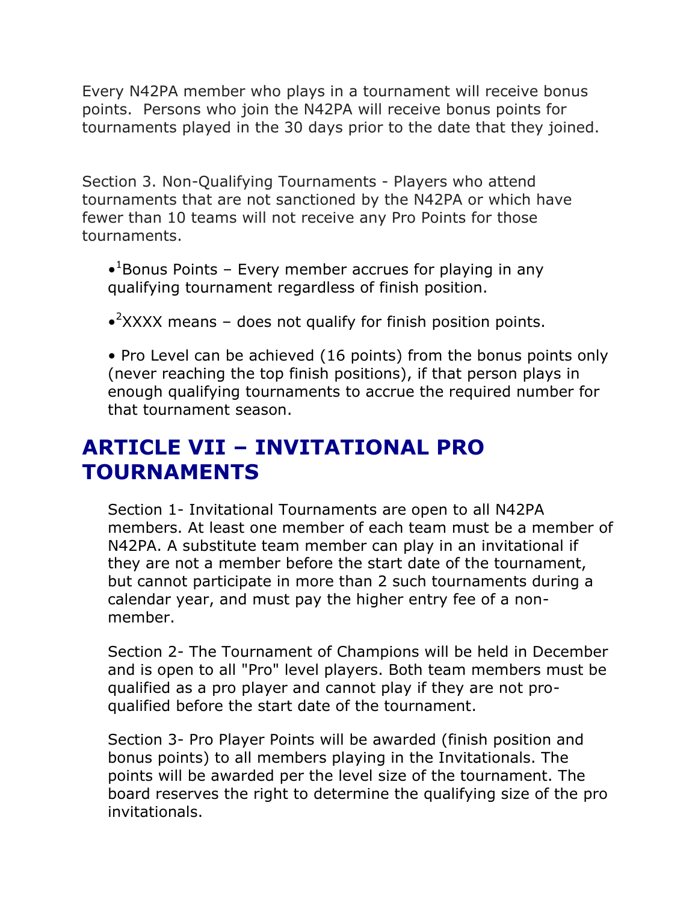Every N42PA member who plays in a tournament will receive bonus points. Persons who join the N42PA will receive bonus points for tournaments played in the 30 days prior to the date that they joined.

Section 3. Non-Qualifying Tournaments - Players who attend tournaments that are not sanctioned by the N42PA or which have fewer than 10 teams will not receive any Pro Points for those tournaments.

- [1]Bonus Points – Every member accrues for playing in any qualifying tournament regardless of finish position.
- [2]XXXX means – does not qualify for finish position points.
- Pro Level can be achieved (16 points) from the bonus points only (never reaching the top finish positions), if that person plays in enough qualifying tournaments to accrue the required number for that tournament season.

## ARTICLE VII – INVITATIONAL PRO TOURNAMENTS

Section 1- Invitational Tournaments are open to all N42PA members. At least one member of each team must be a member of N42PA. A substitute team member can play in an invitational if they are not a member before the start date of the tournament, but cannot participate in more than 2 such tournaments during a calendar year, and must pay the higher entry fee of a non-member.

Section 2- The Tournament of Champions will be held in December and is open to all "Pro" level players. Both team members must be qualified as a pro player and cannot play if they are not pro-qualified before the start date of the tournament.

Section 3- Pro Player Points will be awarded (finish position and bonus points) to all members playing in the Invitationals. The points will be awarded per the level size of the tournament. The board reserves the right to determine the qualifying size of the pro invitationals.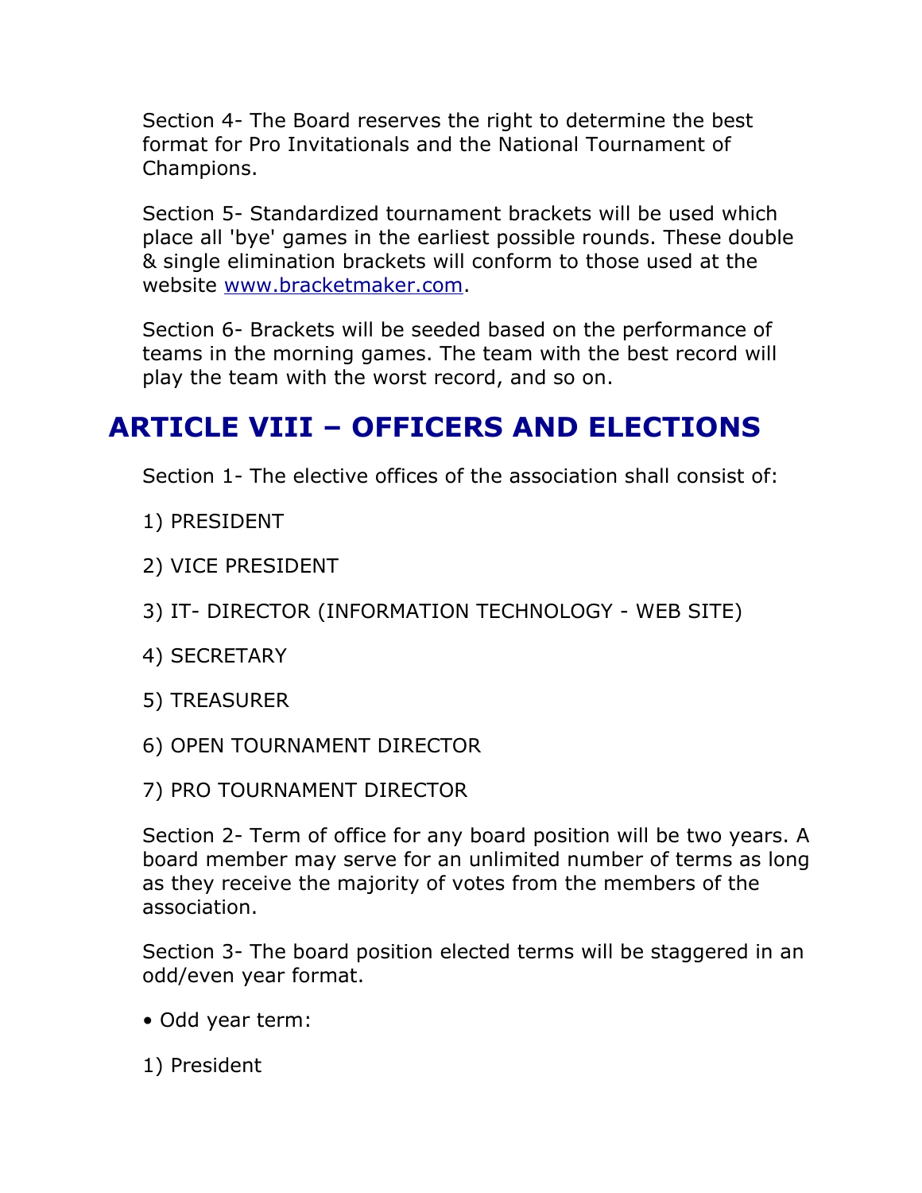Section 4- The Board reserves the right to determine the best format for Pro Invitationals and the National Tournament of Champions.

Section 5- Standardized tournament brackets will be used which place all 'bye' games in the earliest possible rounds. These double & single elimination brackets will conform to those used at the website [www.bracketmaker.com](http://www.bracketmaker.com).

Section 6- Brackets will be seeded based on the performance of teams in the morning games. The team with the best record will play the team with the worst record, and so on.

## ARTICLE VIII – OFFICERS AND ELECTIONS

Section 1- The elective offices of the association shall consist of:

1) PRESIDENT

2) VICE PRESIDENT

3) IT- DIRECTOR (INFORMATION TECHNOLOGY - WEB SITE)

4) SECRETARY

5) TREASURER

6) OPEN TOURNAMENT DIRECTOR

7) PRO TOURNAMENT DIRECTOR

Section 2- Term of office for any board position will be two years. A board member may serve for an unlimited number of terms as long as they receive the majority of votes from the members of the association.

Section 3- The board position elected terms will be staggered in an odd/even year format.

• Odd year term:

1) President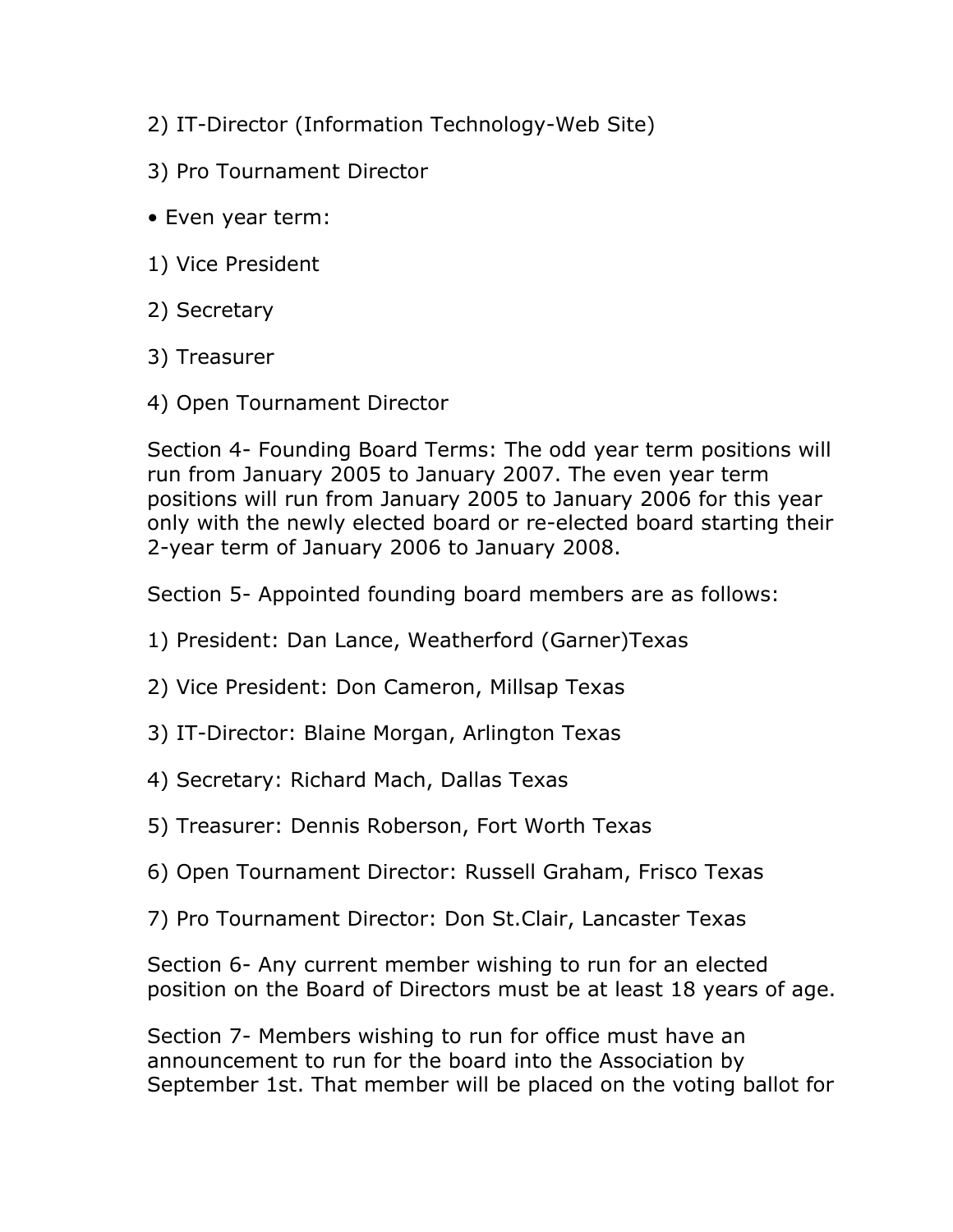2) IT-Director (Information Technology-Web Site)

3) Pro Tournament Director

• Even year term:

1) Vice President

2) Secretary

3) Treasurer

4) Open Tournament Director

Section 4- Founding Board Terms: The odd year term positions will run from January 2005 to January 2007. The even year term positions will run from January 2005 to January 2006 for this year only with the newly elected board or re-elected board starting their 2-year term of January 2006 to January 2008.

Section 5- Appointed founding board members are as follows:

1) President: Dan Lance, Weatherford (Garner)Texas

2) Vice President: Don Cameron, Millsap Texas

3) IT-Director: Blaine Morgan, Arlington Texas

4) Secretary: Richard Mach, Dallas Texas

5) Treasurer: Dennis Roberson, Fort Worth Texas

6) Open Tournament Director: Russell Graham, Frisco Texas

7) Pro Tournament Director: Don St.Clair, Lancaster Texas

Section 6- Any current member wishing to run for an elected position on the Board of Directors must be at least 18 years of age.

Section 7- Members wishing to run for office must have an announcement to run for the board into the Association by September 1st. That member will be placed on the voting ballot for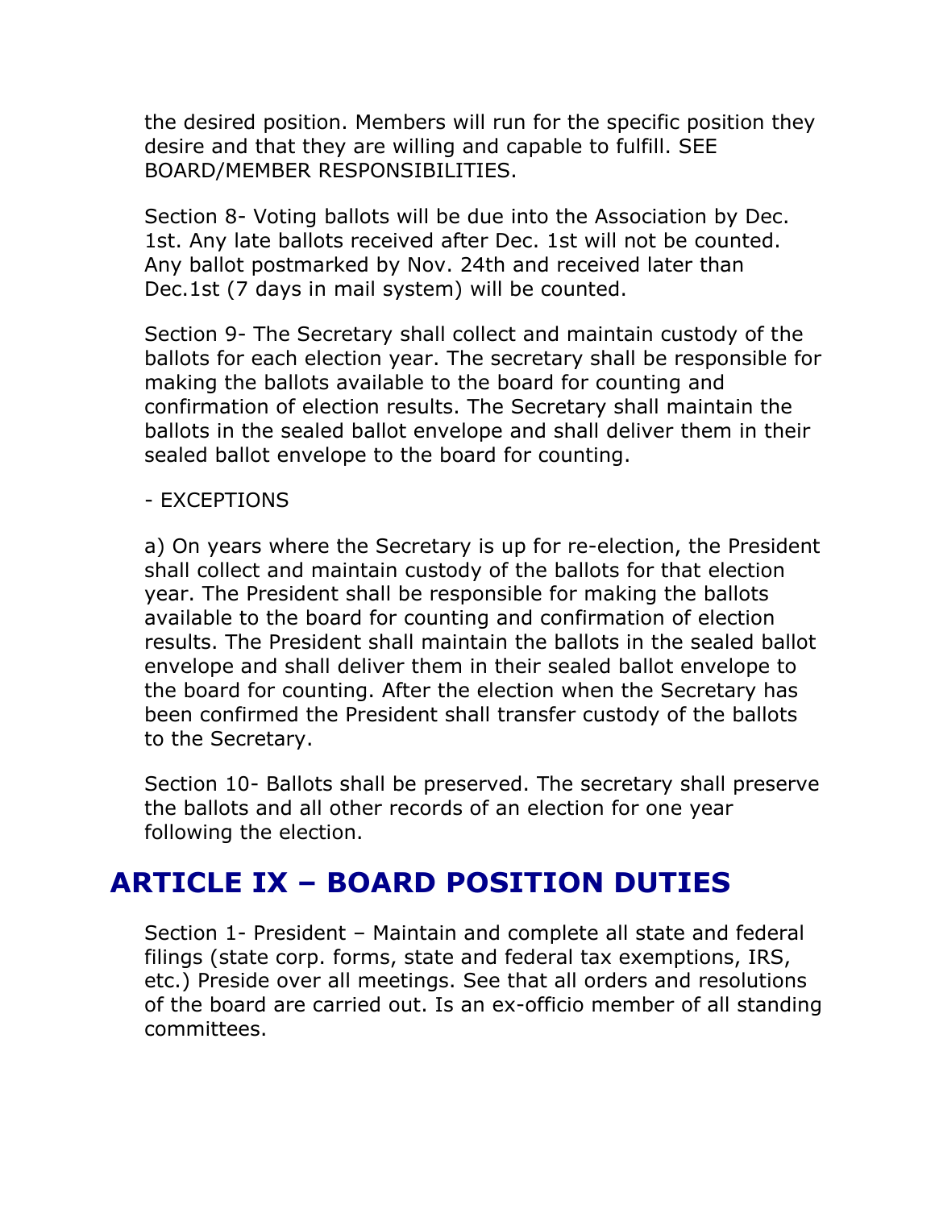the desired position. Members will run for the specific position they desire and that they are willing and capable to fulfill. SEE BOARD/MEMBER RESPONSIBILITIES.

Section 8- Voting ballots will be due into the Association by Dec. 1st. Any late ballots received after Dec. 1st will not be counted. Any ballot postmarked by Nov. 24th and received later than Dec.1st (7 days in mail system) will be counted.

Section 9- The Secretary shall collect and maintain custody of the ballots for each election year. The secretary shall be responsible for making the ballots available to the board for counting and confirmation of election results. The Secretary shall maintain the ballots in the sealed ballot envelope and shall deliver them in their sealed ballot envelope to the board for counting.

- EXCEPTIONS

a) On years where the Secretary is up for re-election, the President shall collect and maintain custody of the ballots for that election year. The President shall be responsible for making the ballots available to the board for counting and confirmation of election results. The President shall maintain the ballots in the sealed ballot envelope and shall deliver them in their sealed ballot envelope to the board for counting. After the election when the Secretary has been confirmed the President shall transfer custody of the ballots to the Secretary.

Section 10- Ballots shall be preserved. The secretary shall preserve the ballots and all other records of an election for one year following the election.

## ARTICLE IX – BOARD POSITION DUTIES

Section 1- President – Maintain and complete all state and federal filings (state corp. forms, state and federal tax exemptions, IRS, etc.) Preside over all meetings. See that all orders and resolutions of the board are carried out. Is an ex-officio member of all standing committees.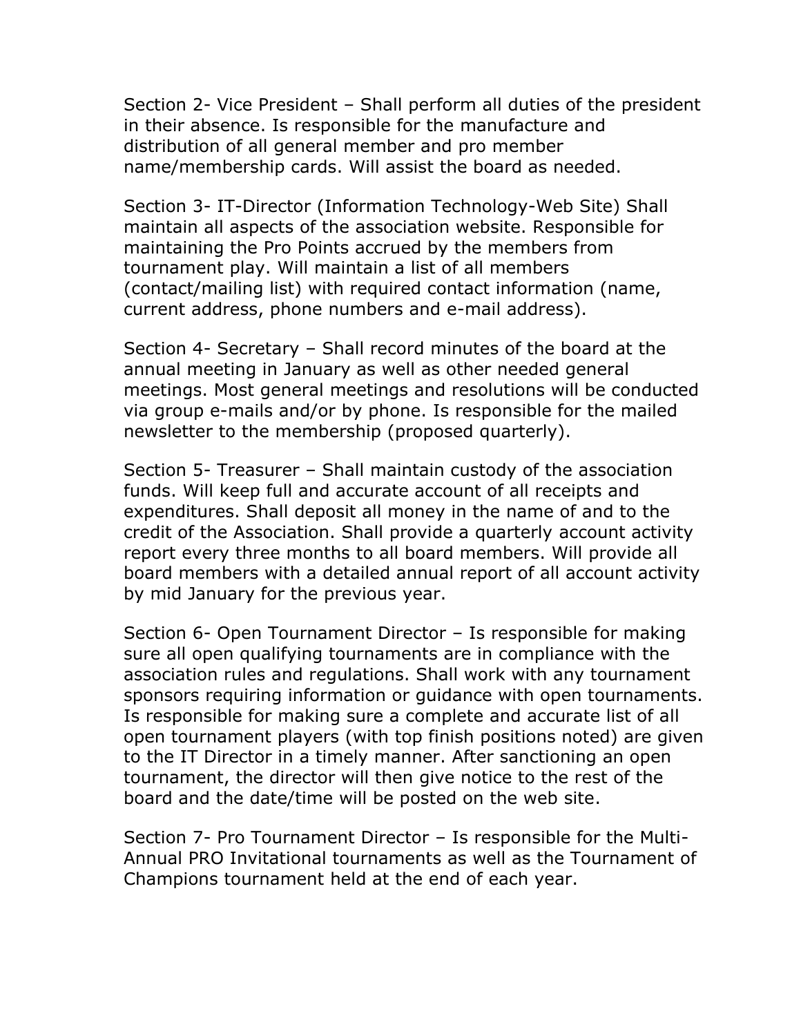Section 2- Vice President – Shall perform all duties of the president in their absence. Is responsible for the manufacture and distribution of all general member and pro member name/membership cards. Will assist the board as needed.

Section 3- IT-Director (Information Technology-Web Site) Shall maintain all aspects of the association website. Responsible for maintaining the Pro Points accrued by the members from tournament play. Will maintain a list of all members (contact/mailing list) with required contact information (name, current address, phone numbers and e-mail address).

Section 4- Secretary – Shall record minutes of the board at the annual meeting in January as well as other needed general meetings. Most general meetings and resolutions will be conducted via group e-mails and/or by phone. Is responsible for the mailed newsletter to the membership (proposed quarterly).

Section 5- Treasurer – Shall maintain custody of the association funds. Will keep full and accurate account of all receipts and expenditures. Shall deposit all money in the name of and to the credit of the Association. Shall provide a quarterly account activity report every three months to all board members. Will provide all board members with a detailed annual report of all account activity by mid January for the previous year.

Section 6- Open Tournament Director – Is responsible for making sure all open qualifying tournaments are in compliance with the association rules and regulations. Shall work with any tournament sponsors requiring information or guidance with open tournaments. Is responsible for making sure a complete and accurate list of all open tournament players (with top finish positions noted) are given to the IT Director in a timely manner. After sanctioning an open tournament, the director will then give notice to the rest of the board and the date/time will be posted on the web site.

Section 7- Pro Tournament Director – Is responsible for the Multi-Annual PRO Invitational tournaments as well as the Tournament of Champions tournament held at the end of each year.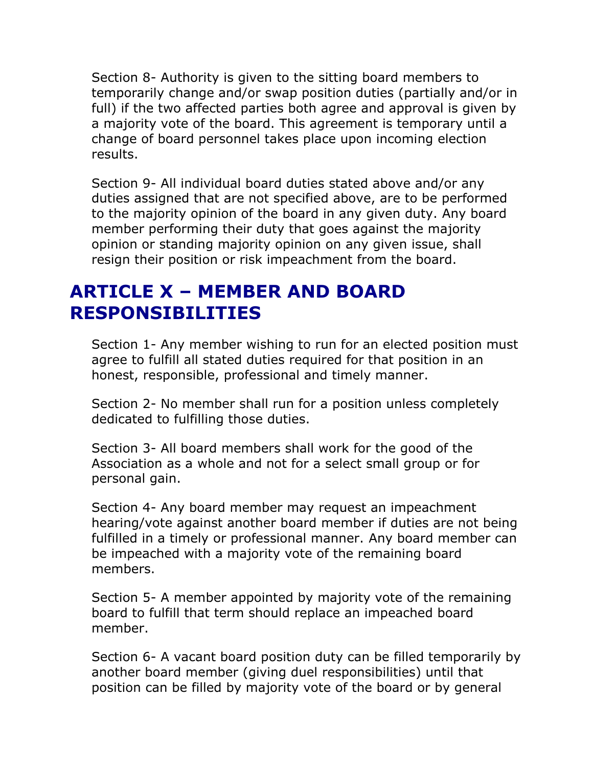Section 8- Authority is given to the sitting board members to temporarily change and/or swap position duties (partially and/or in full) if the two affected parties both agree and approval is given by a majority vote of the board. This agreement is temporary until a change of board personnel takes place upon incoming election results.

Section 9- All individual board duties stated above and/or any duties assigned that are not specified above, are to be performed to the majority opinion of the board in any given duty. Any board member performing their duty that goes against the majority opinion or standing majority opinion on any given issue, shall resign their position or risk impeachment from the board.

## ARTICLE X – MEMBER AND BOARD RESPONSIBILITIES

Section 1- Any member wishing to run for an elected position must agree to fulfill all stated duties required for that position in an honest, responsible, professional and timely manner.

Section 2- No member shall run for a position unless completely dedicated to fulfilling those duties.

Section 3- All board members shall work for the good of the Association as a whole and not for a select small group or for personal gain.

Section 4- Any board member may request an impeachment hearing/vote against another board member if duties are not being fulfilled in a timely or professional manner. Any board member can be impeached with a majority vote of the remaining board members.

Section 5- A member appointed by majority vote of the remaining board to fulfill that term should replace an impeached board member.

Section 6- A vacant board position duty can be filled temporarily by another board member (giving duel responsibilities) until that position can be filled by majority vote of the board or by general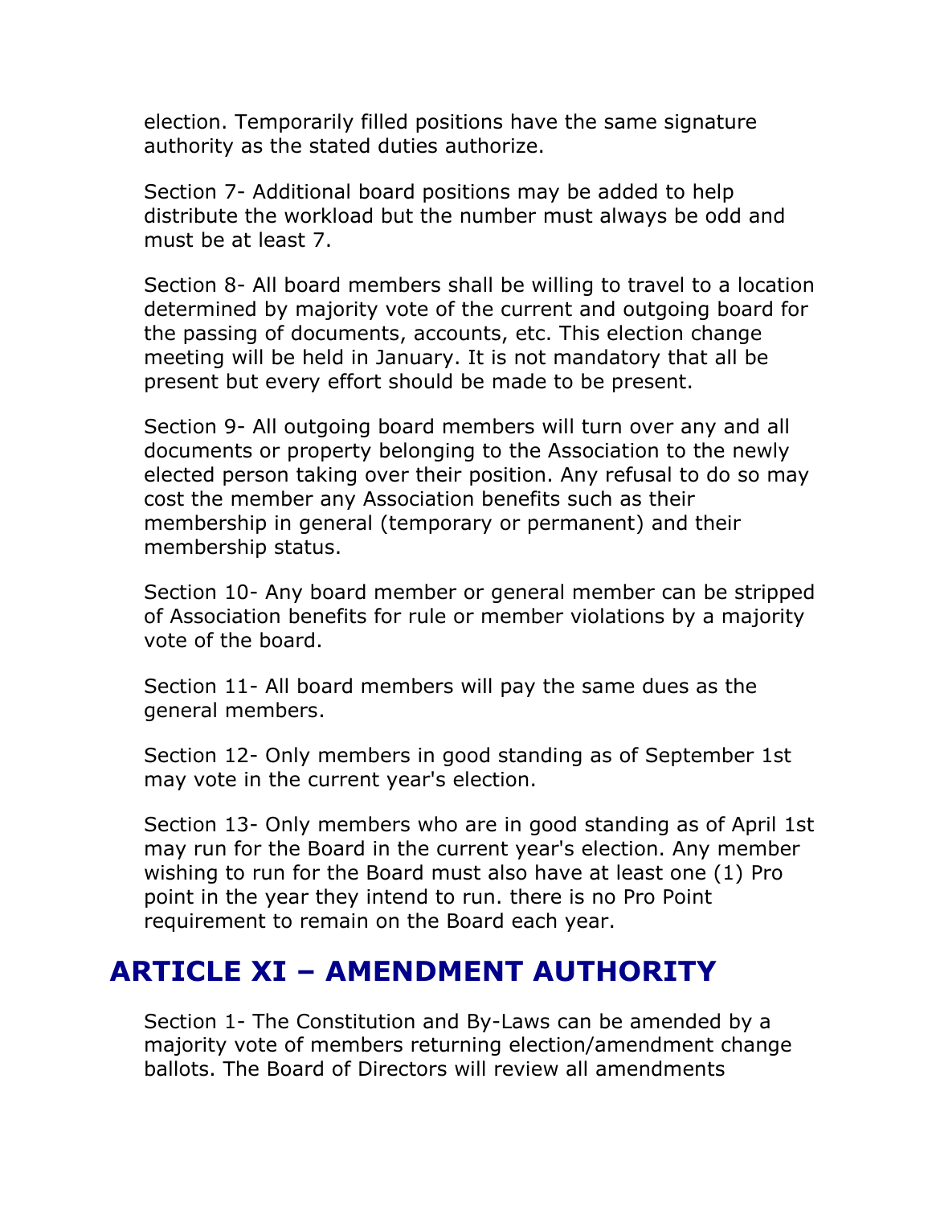election. Temporarily filled positions have the same signature authority as the stated duties authorize.

Section 7- Additional board positions may be added to help distribute the workload but the number must always be odd and must be at least 7.

Section 8- All board members shall be willing to travel to a location determined by majority vote of the current and outgoing board for the passing of documents, accounts, etc. This election change meeting will be held in January. It is not mandatory that all be present but every effort should be made to be present.

Section 9- All outgoing board members will turn over any and all documents or property belonging to the Association to the newly elected person taking over their position. Any refusal to do so may cost the member any Association benefits such as their membership in general (temporary or permanent) and their membership status.

Section 10- Any board member or general member can be stripped of Association benefits for rule or member violations by a majority vote of the board.

Section 11- All board members will pay the same dues as the general members.

Section 12- Only members in good standing as of September 1st may vote in the current year's election.

Section 13- Only members who are in good standing as of April 1st may run for the Board in the current year's election. Any member wishing to run for the Board must also have at least one (1) Pro point in the year they intend to run. there is no Pro Point requirement to remain on the Board each year.

## ARTICLE XI – AMENDMENT AUTHORITY

Section 1- The Constitution and By-Laws can be amended by a majority vote of members returning election/amendment change ballots. The Board of Directors will review all amendments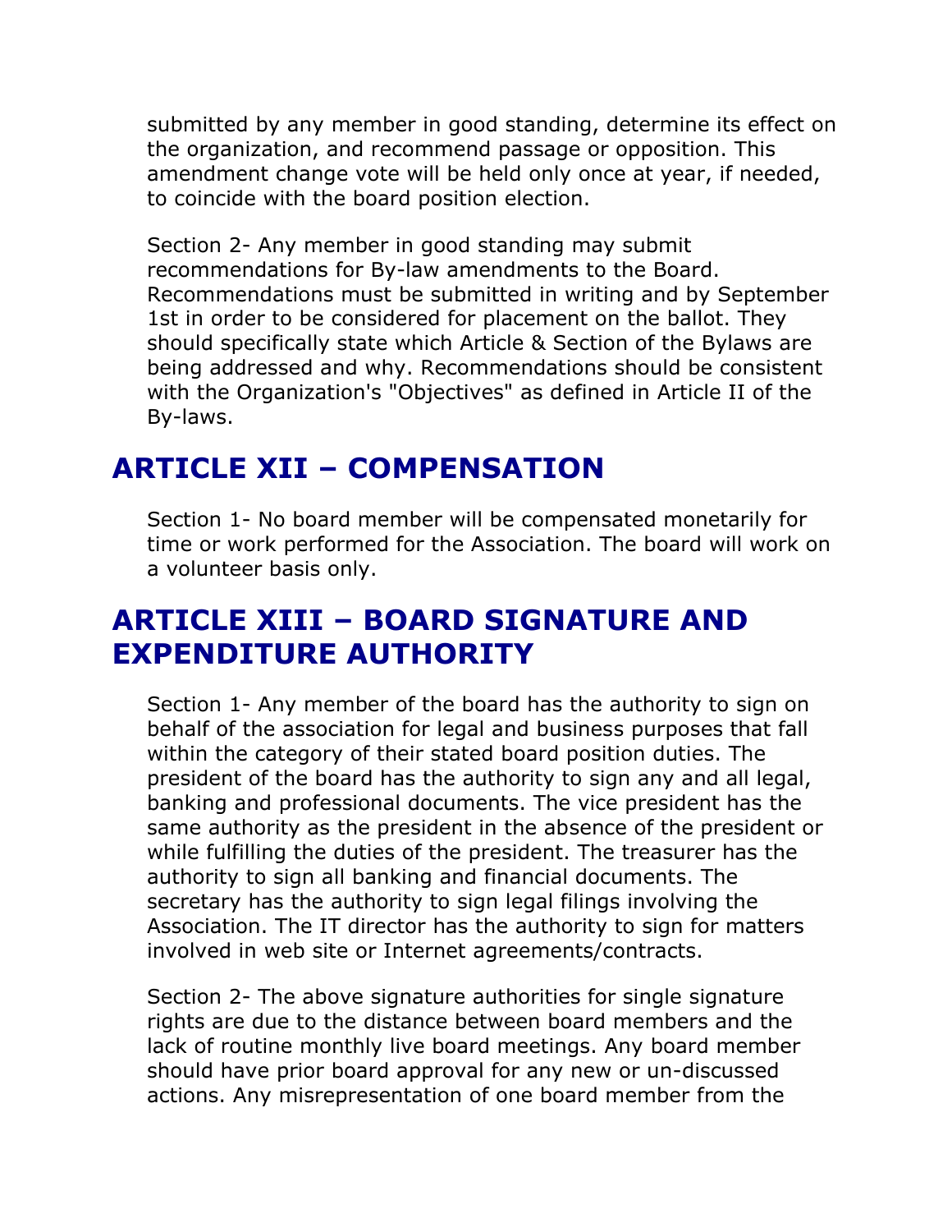submitted by any member in good standing, determine its effect on the organization, and recommend passage or opposition. This amendment change vote will be held only once at year, if needed, to coincide with the board position election.

Section 2- Any member in good standing may submit recommendations for By-law amendments to the Board. Recommendations must be submitted in writing and by September 1st in order to be considered for placement on the ballot. They should specifically state which Article & Section of the Bylaws are being addressed and why. Recommendations should be consistent with the Organization's "Objectives" as defined in Article II of the By-laws.

## ARTICLE XII – COMPENSATION

Section 1- No board member will be compensated monetarily for time or work performed for the Association. The board will work on a volunteer basis only.

## ARTICLE XIII – BOARD SIGNATURE AND EXPENDITURE AUTHORITY

Section 1- Any member of the board has the authority to sign on behalf of the association for legal and business purposes that fall within the category of their stated board position duties. The president of the board has the authority to sign any and all legal, banking and professional documents. The vice president has the same authority as the president in the absence of the president or while fulfilling the duties of the president. The treasurer has the authority to sign all banking and financial documents. The secretary has the authority to sign legal filings involving the Association. The IT director has the authority to sign for matters involved in web site or Internet agreements/contracts.

Section 2- The above signature authorities for single signature rights are due to the distance between board members and the lack of routine monthly live board meetings. Any board member should have prior board approval for any new or un-discussed actions. Any misrepresentation of one board member from the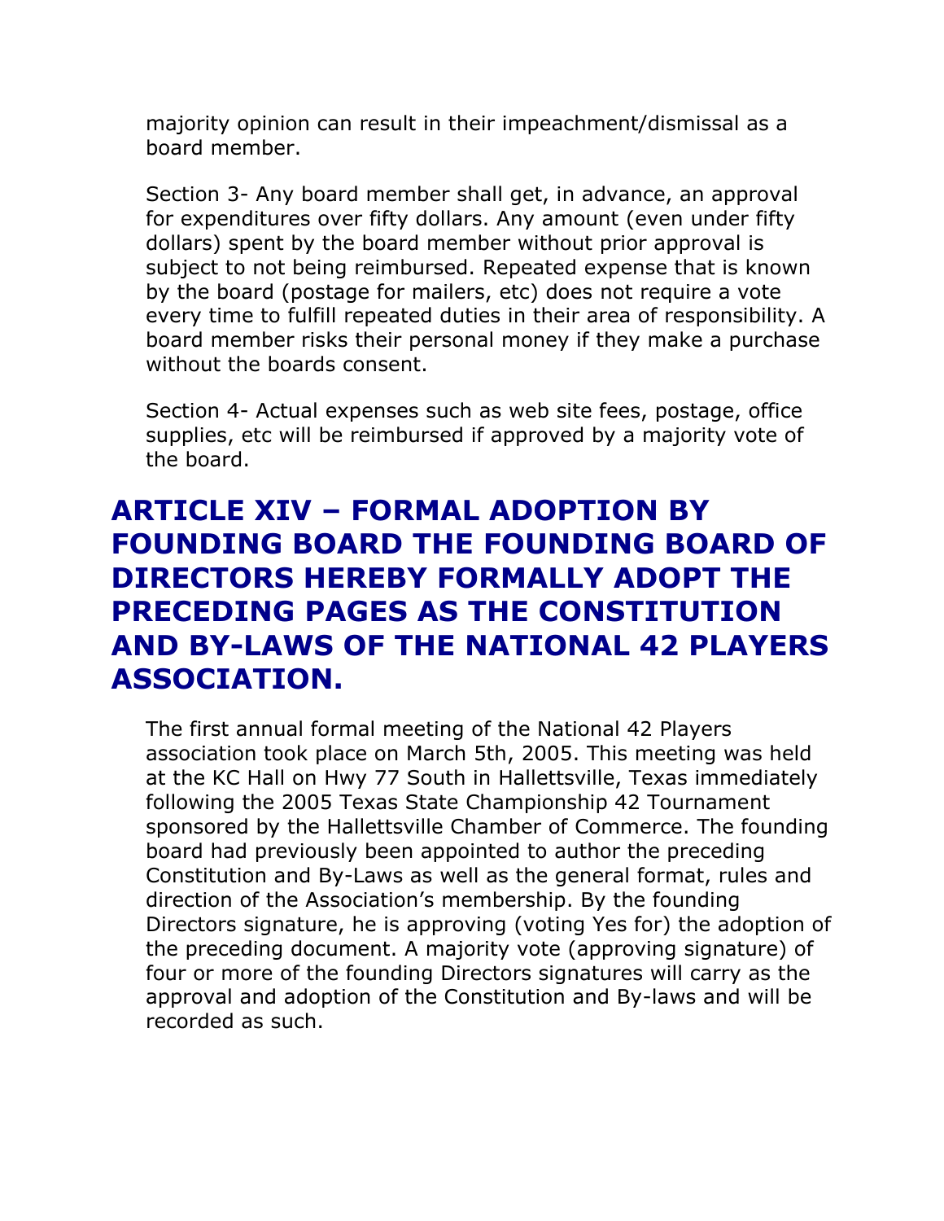majority opinion can result in their impeachment/dismissal as a board member.

Section 3- Any board member shall get, in advance, an approval for expenditures over fifty dollars. Any amount (even under fifty dollars) spent by the board member without prior approval is subject to not being reimbursed. Repeated expense that is known by the board (postage for mailers, etc) does not require a vote every time to fulfill repeated duties in their area of responsibility. A board member risks their personal money if they make a purchase without the boards consent.

Section 4- Actual expenses such as web site fees, postage, office supplies, etc will be reimbursed if approved by a majority vote of the board.

## ARTICLE XIV – FORMAL ADOPTION BY FOUNDING BOARD THE FOUNDING BOARD OF DIRECTORS HEREBY FORMALLY ADOPT THE PRECEDING PAGES AS THE CONSTITUTION AND BY-LAWS OF THE NATIONAL 42 PLAYERS ASSOCIATION.

The first annual formal meeting of the National 42 Players association took place on March 5th, 2005. This meeting was held at the KC Hall on Hwy 77 South in Hallettsville, Texas immediately following the 2005 Texas State Championship 42 Tournament sponsored by the Hallettsville Chamber of Commerce. The founding board had previously been appointed to author the preceding Constitution and By-Laws as well as the general format, rules and direction of the Association's membership. By the founding Directors signature, he is approving (voting Yes for) the adoption of the preceding document. A majority vote (approving signature) of four or more of the founding Directors signatures will carry as the approval and adoption of the Constitution and By-laws and will be recorded as such.